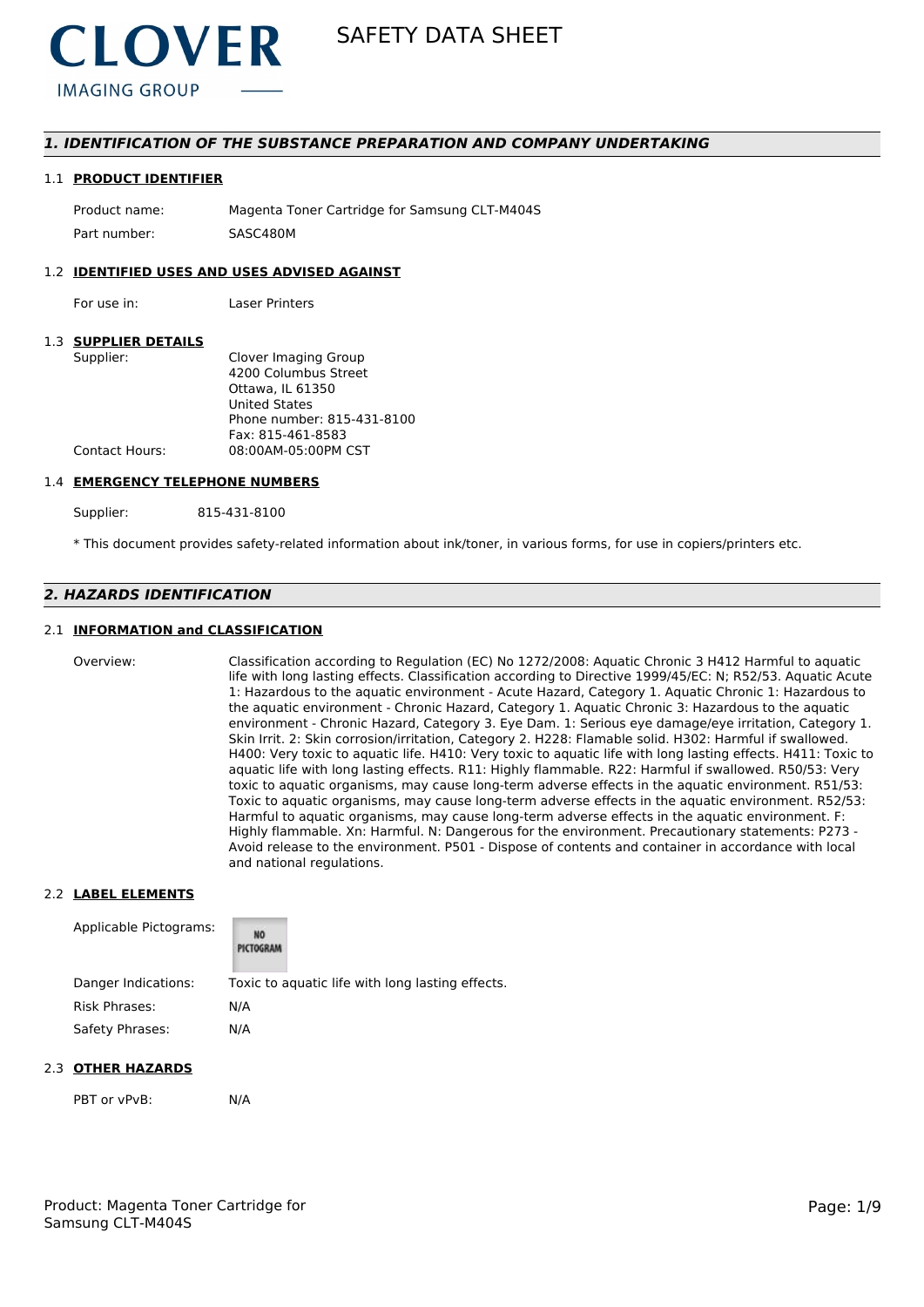# CLOVER IMAGING GROUP

# SAFETY DATA SHEET

## *1. IDENTIFICATION OF THE SUBSTANCE PREPARATION AND COMPANY UNDERTAKING*

### 1.1 PRODUCT IDENTIFIER

| | |
|---|---|
| Product name: | Magenta Toner Cartridge for Samsung CLT-M404S |
| Part number: | SASC480M |

### 1.2 IDENTIFIED USES AND USES ADVISED AGAINST

| | |
|---|---|
| For use in: | Laser Printers |

### 1.3 SUPPLIER DETAILS

| | |
|---|---|
| Supplier: | Clover Imaging Group<br>4200 Columbus Street<br>Ottawa, IL 61350<br>United States<br>Phone number: 815-431-8100<br>Fax: 815-461-8583 |
| Contact Hours: | 08:00AM-05:00PM CST |

### 1.4 EMERGENCY TELEPHONE NUMBERS

| | |
|---|---|
| Supplier: | 815-431-8100 |

* This document provides safety-related information about ink/toner, in various forms, for use in copiers/printers etc.

## *2. HAZARDS IDENTIFICATION*

### 2.1 INFORMATION and CLASSIFICATION

Overview: Classification according to Regulation (EC) No 1272/2008: Aquatic Chronic 3 H412 Harmful to aquatic life with long lasting effects. Classification according to Directive 1999/45/EC: N; R52/53. Aquatic Acute 1: Hazardous to the aquatic environment - Acute Hazard, Category 1. Aquatic Chronic 1: Hazardous to the aquatic environment - Chronic Hazard, Category 1. Aquatic Chronic 3: Hazardous to the aquatic environment - Chronic Hazard, Category 3. Eye Dam. 1: Serious eye damage/eye irritation, Category 1. Skin Irrit. 2: Skin corrosion/irritation, Category 2. H228: Flamable solid. H302: Harmful if swallowed. H400: Very toxic to aquatic life. H410: Very toxic to aquatic life with long lasting effects. H411: Toxic to aquatic life with long lasting effects. R11: Highly flammable. R22: Harmful if swallowed. R50/53: Very toxic to aquatic organisms, may cause long-term adverse effects in the aquatic environment. R51/53: Toxic to aquatic organisms, may cause long-term adverse effects in the aquatic environment. R52/53: Harmful to aquatic organisms, may cause long-term adverse effects in the aquatic environment. F: Highly flammable. Xn: Harmful. N: Dangerous for the environment. Precautionary statements: P273 - Avoid release to the environment. P501 - Dispose of contents and container in accordance with local and national regulations.

### 2.2 LABEL ELEMENTS

| | |
|---|---|
| Applicable Pictograms: | NO PICTOGRAM |
| Danger Indications: | Toxic to aquatic life with long lasting effects. |
| Risk Phrases: | N/A |
| Safety Phrases: | N/A |

### 2.3 OTHER HAZARDS

| | |
|---|---|
| PBT or vPvB: | N/A |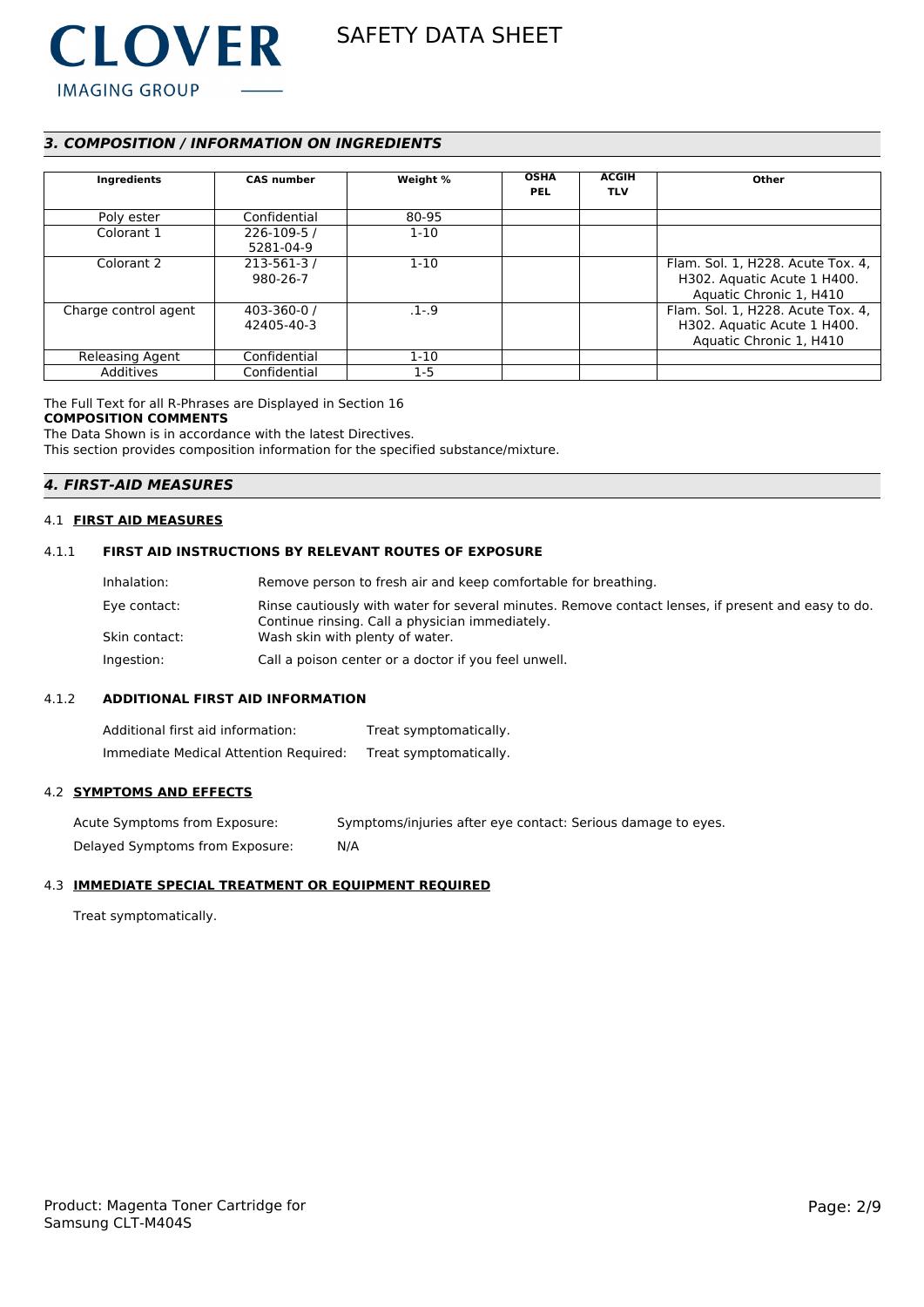## 3. COMPOSITION / INFORMATION ON INGREDIENTS

| Ingredients | CAS number | Weight % | OSHA PEL | ACGIH TLV | Other |
|---|---|---|---|---|---|
| Poly ester | Confidential | 80-95 | | | |
| Colorant 1 | 226-109-5 / 5281-04-9 | 1-10 | | | |
| Colorant 2 | 213-561-3 / 980-26-7 | 1-10 | | | Flam. Sol. 1, H228. Acute Tox. 4, H302. Aquatic Acute 1 H400. Aquatic Chronic 1, H410 |
| Charge control agent | 403-360-0 / 42405-40-3 | .1-.9 | | | Flam. Sol. 1, H228. Acute Tox. 4, H302. Aquatic Acute 1 H400. Aquatic Chronic 1, H410 |
| Releasing Agent | Confidential | 1-10 | | | |
| Additives | Confidential | 1-5 | | | |

The Full Text for all R-Phrases are Displayed in Section 16

**COMPOSITION COMMENTS**

The Data Shown is in accordance with the latest Directives.

This section provides composition information for the specified substance/mixture.

## 4. FIRST-AID MEASURES

### 4.1 FIRST AID MEASURES

#### 4.1.1 FIRST AID INSTRUCTIONS BY RELEVANT ROUTES OF EXPOSURE

Inhalation: Remove person to fresh air and keep comfortable for breathing.

Eye contact: Rinse cautiously with water for several minutes. Remove contact lenses, if present and easy to do. Continue rinsing. Call a physician immediately.

Skin contact: Wash skin with plenty of water.

Ingestion: Call a poison center or a doctor if you feel unwell.

#### 4.1.2 ADDITIONAL FIRST AID INFORMATION

Additional first aid information: Treat symptomatically.

Immediate Medical Attention Required: Treat symptomatically.

### 4.2 SYMPTOMS AND EFFECTS

Acute Symptoms from Exposure: Symptoms/injuries after eye contact: Serious damage to eyes.

Delayed Symptoms from Exposure: N/A

### 4.3 IMMEDIATE SPECIAL TREATMENT OR EQUIPMENT REQUIRED

Treat symptomatically.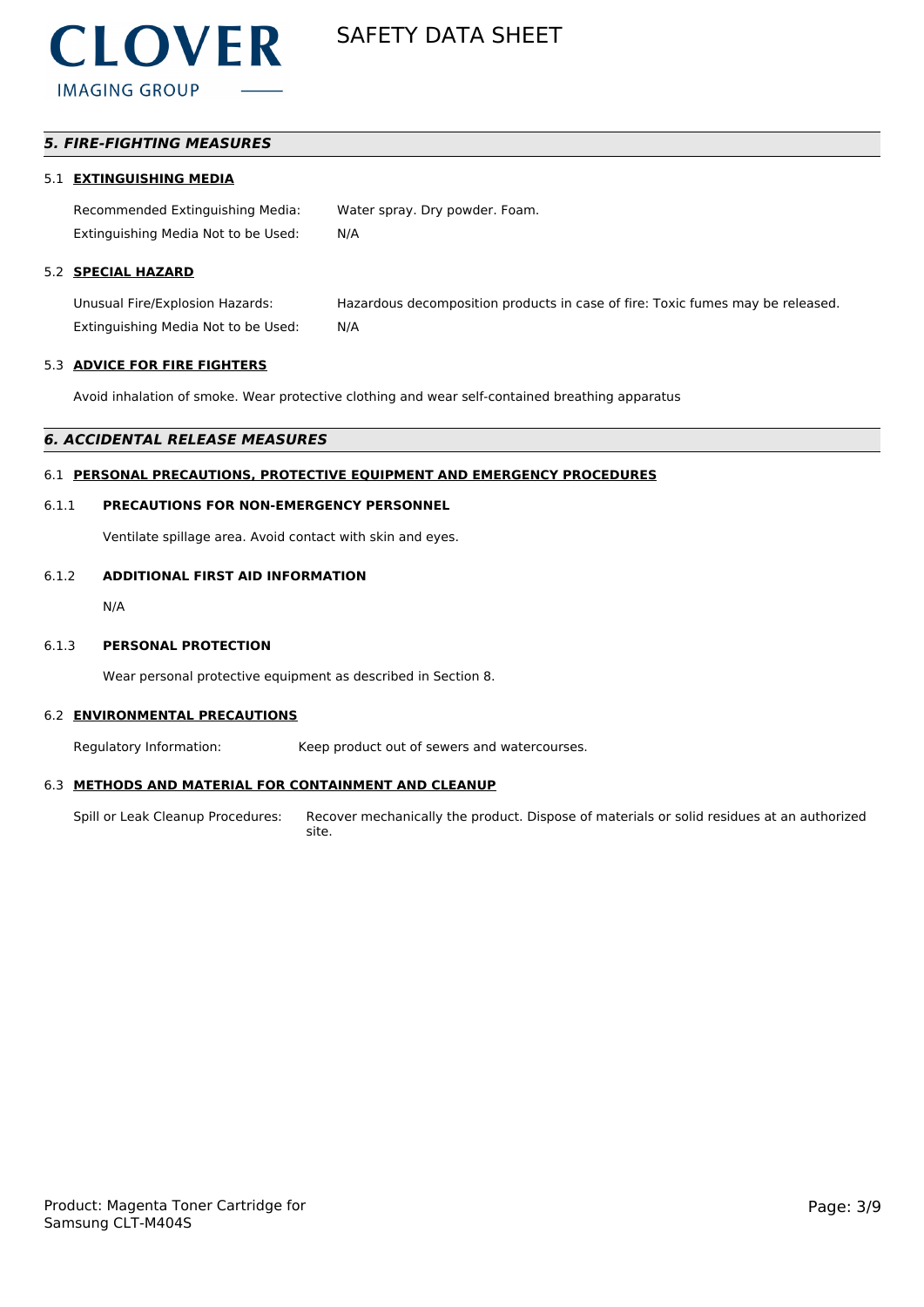## *5. FIRE-FIGHTING MEASURES*

### 5.1 **EXTINGUISHING MEDIA**

Recommended Extinguishing Media: Water spray. Dry powder. Foam.

Extinguishing Media Not to be Used: N/A

### 5.2 **SPECIAL HAZARD**

Unusual Fire/Explosion Hazards: Hazardous decomposition products in case of fire: Toxic fumes may be released.

Extinguishing Media Not to be Used: N/A

### 5.3 **ADVICE FOR FIRE FIGHTERS**

Avoid inhalation of smoke. Wear protective clothing and wear self-contained breathing apparatus

## *6. ACCIDENTAL RELEASE MEASURES*

### 6.1 **PERSONAL PRECAUTIONS, PROTECTIVE EQUIPMENT AND EMERGENCY PROCEDURES**

#### 6.1.1 **PRECAUTIONS FOR NON-EMERGENCY PERSONNEL**

Ventilate spillage area. Avoid contact with skin and eyes.

#### 6.1.2 **ADDITIONAL FIRST AID INFORMATION**

N/A

#### 6.1.3 **PERSONAL PROTECTION**

Wear personal protective equipment as described in Section 8.

### 6.2 **ENVIRONMENTAL PRECAUTIONS**

Regulatory Information: Keep product out of sewers and watercourses.

### 6.3 **METHODS AND MATERIAL FOR CONTAINMENT AND CLEANUP**

Spill or Leak Cleanup Procedures: Recover mechanically the product. Dispose of materials or solid residues at an authorized site.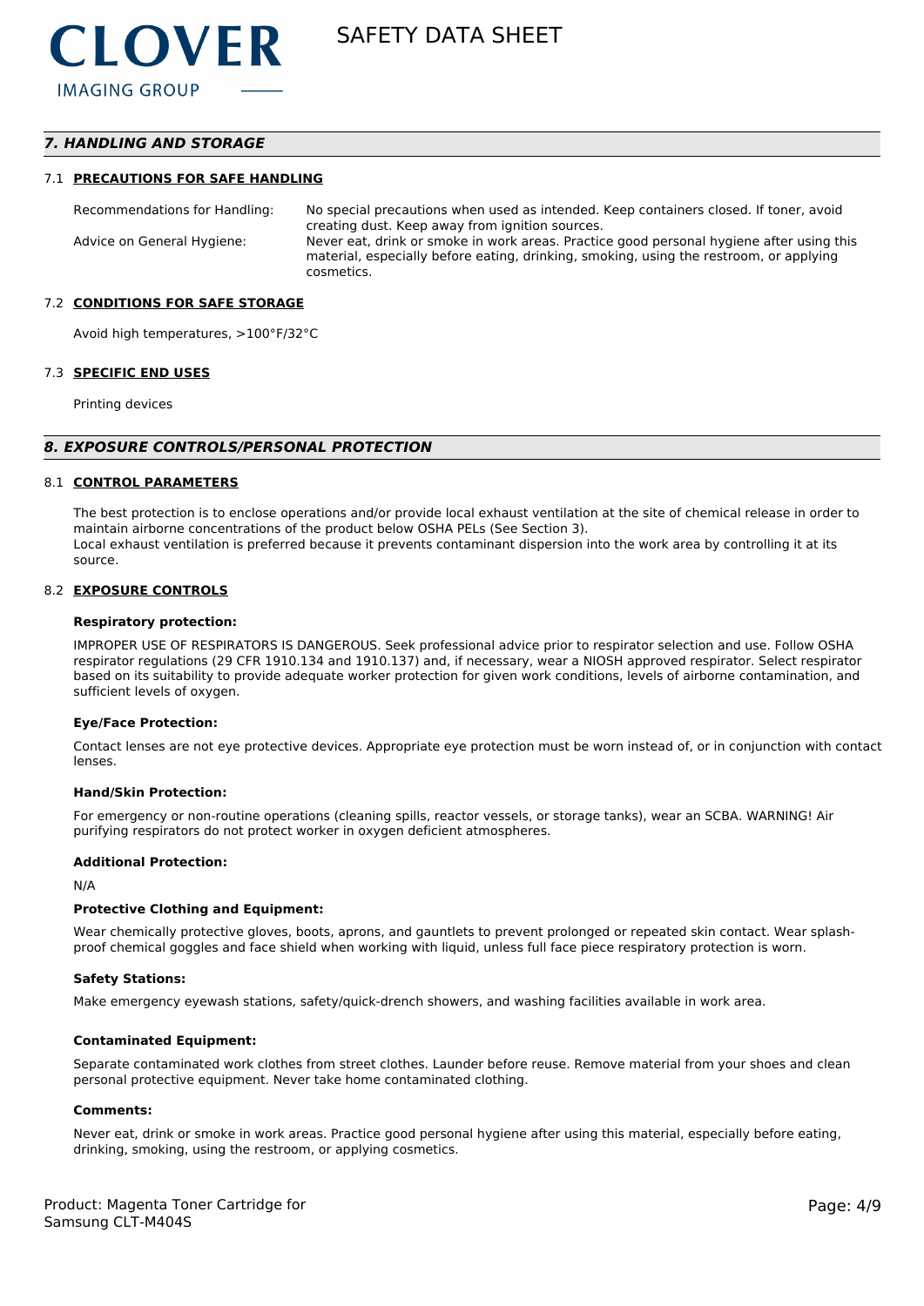## 7. HANDLING AND STORAGE

### 7.1 PRECAUTIONS FOR SAFE HANDLING

| | |
|---|---|
| Recommendations for Handling: | No special precautions when used as intended. Keep containers closed. If toner, avoid creating dust. Keep away from ignition sources. |
| Advice on General Hygiene: | Never eat, drink or smoke in work areas. Practice good personal hygiene after using this material, especially before eating, drinking, smoking, using the restroom, or applying cosmetics. |

### 7.2 CONDITIONS FOR SAFE STORAGE

Avoid high temperatures, >100°F/32°C

### 7.3 SPECIFIC END USES

Printing devices

## 8. EXPOSURE CONTROLS/PERSONAL PROTECTION

### 8.1 CONTROL PARAMETERS

The best protection is to enclose operations and/or provide local exhaust ventilation at the site of chemical release in order to maintain airborne concentrations of the product below OSHA PELs (See Section 3).
Local exhaust ventilation is preferred because it prevents contaminant dispersion into the work area by controlling it at its source.

### 8.2 EXPOSURE CONTROLS

**Respiratory protection:**

IMPROPER USE OF RESPIRATORS IS DANGEROUS. Seek professional advice prior to respirator selection and use. Follow OSHA respirator regulations (29 CFR 1910.134 and 1910.137) and, if necessary, wear a NIOSH approved respirator. Select respirator based on its suitability to provide adequate worker protection for given work conditions, levels of airborne contamination, and sufficient levels of oxygen.

**Eye/Face Protection:**

Contact lenses are not eye protective devices. Appropriate eye protection must be worn instead of, or in conjunction with contact lenses.

**Hand/Skin Protection:**

For emergency or non-routine operations (cleaning spills, reactor vessels, or storage tanks), wear an SCBA. WARNING! Air purifying respirators do not protect worker in oxygen deficient atmospheres.

**Additional Protection:**

N/A

**Protective Clothing and Equipment:**

Wear chemically protective gloves, boots, aprons, and gauntlets to prevent prolonged or repeated skin contact. Wear splash-proof chemical goggles and face shield when working with liquid, unless full face piece respiratory protection is worn.

**Safety Stations:**

Make emergency eyewash stations, safety/quick-drench showers, and washing facilities available in work area.

**Contaminated Equipment:**

Separate contaminated work clothes from street clothes. Launder before reuse. Remove material from your shoes and clean personal protective equipment. Never take home contaminated clothing.

**Comments:**

Never eat, drink or smoke in work areas. Practice good personal hygiene after using this material, especially before eating, drinking, smoking, using the restroom, or applying cosmetics.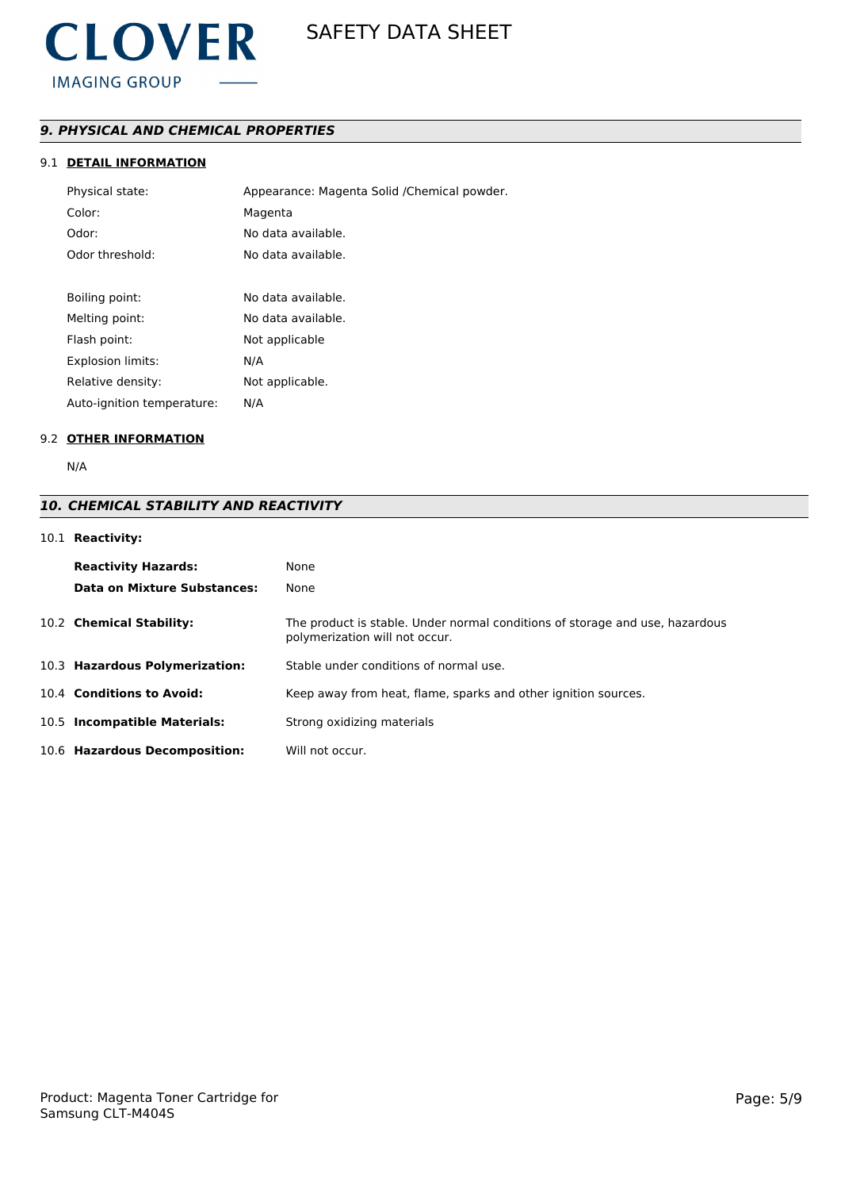## *9. PHYSICAL AND CHEMICAL PROPERTIES*

### 9.1 DETAIL INFORMATION

| | |
|---|---|
| Physical state: | Appearance: Magenta Solid /Chemical powder. |
| Color: | Magenta |
| Odor: | No data available. |
| Odor threshold: | No data available. |
| Boiling point: | No data available. |
| Melting point: | No data available. |
| Flash point: | Not applicable |
| Explosion limits: | N/A |
| Relative density: | Not applicable. |
| Auto-ignition temperature: | N/A |

### 9.2 OTHER INFORMATION

N/A

## *10. CHEMICAL STABILITY AND REACTIVITY*

10.1 **Reactivity:**

| | |
|---|---|
| **Reactivity Hazards:** | None |
| **Data on Mixture Substances:** | None |

| | |
|---|---|
| 10.2 **Chemical Stability:** | The product is stable. Under normal conditions of storage and use, hazardous polymerization will not occur. |
| 10.3 **Hazardous Polymerization:** | Stable under conditions of normal use. |
| 10.4 **Conditions to Avoid:** | Keep away from heat, flame, sparks and other ignition sources. |
| 10.5 **Incompatible Materials:** | Strong oxidizing materials |
| 10.6 **Hazardous Decomposition:** | Will not occur. |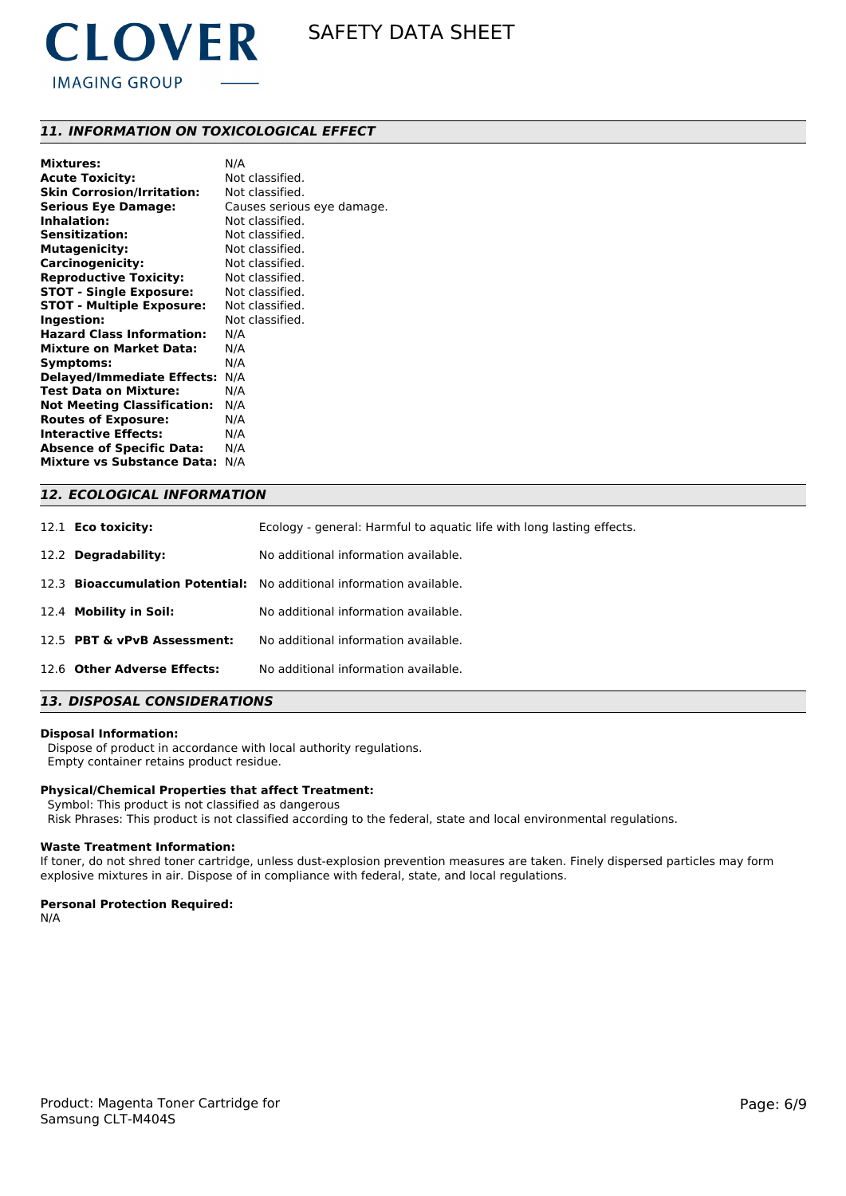## 11. INFORMATION ON TOXICOLOGICAL EFFECT

**Mixtures:** N/A
**Acute Toxicity:** Not classified.
**Skin Corrosion/Irritation:** Not classified.
**Serious Eye Damage:** Causes serious eye damage.
**Inhalation:** Not classified.
**Sensitization:** Not classified.
**Mutagenicity:** Not classified.
**Carcinogenicity:** Not classified.
**Reproductive Toxicity:** Not classified.
**STOT - Single Exposure:** Not classified.
**STOT - Multiple Exposure:** Not classified.
**Ingestion:** Not classified.
**Hazard Class Information:** N/A
**Mixture on Market Data:** N/A
**Symptoms:** N/A
**Delayed/Immediate Effects:** N/A
**Test Data on Mixture:** N/A
**Not Meeting Classification:** N/A
**Routes of Exposure:** N/A
**Interactive Effects:** N/A
**Absence of Specific Data:** N/A
**Mixture vs Substance Data:** N/A

## 12. ECOLOGICAL INFORMATION

12.1 **Eco toxicity:** Ecology - general: Harmful to aquatic life with long lasting effects.

12.2 **Degradability:** No additional information available.

12.3 **Bioaccumulation Potential:** No additional information available.

12.4 **Mobility in Soil:** No additional information available.

12.5 **PBT & vPvB Assessment:** No additional information available.

12.6 **Other Adverse Effects:** No additional information available.

## 13. DISPOSAL CONSIDERATIONS

**Disposal Information:**
Dispose of product in accordance with local authority regulations.
Empty container retains product residue.

**Physical/Chemical Properties that affect Treatment:**
Symbol: This product is not classified as dangerous
Risk Phrases: This product is not classified according to the federal, state and local environmental regulations.

**Waste Treatment Information:**
If toner, do not shred toner cartridge, unless dust-explosion prevention measures are taken. Finely dispersed particles may form explosive mixtures in air. Dispose of in compliance with federal, state, and local regulations.

**Personal Protection Required:**
N/A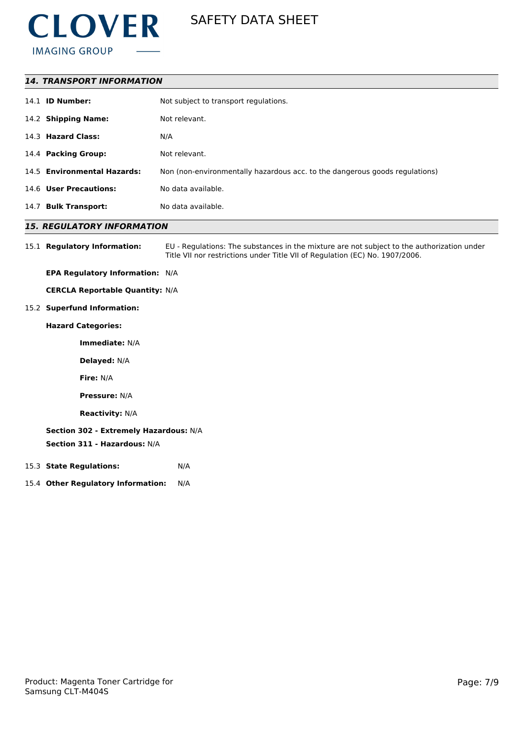## *14. TRANSPORT INFORMATION*

14.1 **ID Number:** Not subject to transport regulations.

14.2 **Shipping Name:** Not relevant.

14.3 **Hazard Class:** N/A

14.4 **Packing Group:** Not relevant.

14.5 **Environmental Hazards:** Non (non-environmentally hazardous acc. to the dangerous goods regulations)

14.6 **User Precautions:** No data available.

14.7 **Bulk Transport:** No data available.

## *15. REGULATORY INFORMATION*

15.1 **Regulatory Information:** EU - Regulations: The substances in the mixture are not subject to the authorization under Title VII nor restrictions under Title VII of Regulation (EC) No. 1907/2006.

**EPA Regulatory Information:** N/A

**CERCLA Reportable Quantity:** N/A

15.2 **Superfund Information:**

**Hazard Categories:**

**Immediate:** N/A

**Delayed:** N/A

**Fire:** N/A

**Pressure:** N/A

**Reactivity:** N/A

**Section 302 - Extremely Hazardous:** N/A

**Section 311 - Hazardous:** N/A

15.3 **State Regulations:** N/A

15.4 **Other Regulatory Information:** N/A

Product: Magenta Toner Cartridge for Samsung CLT-M404S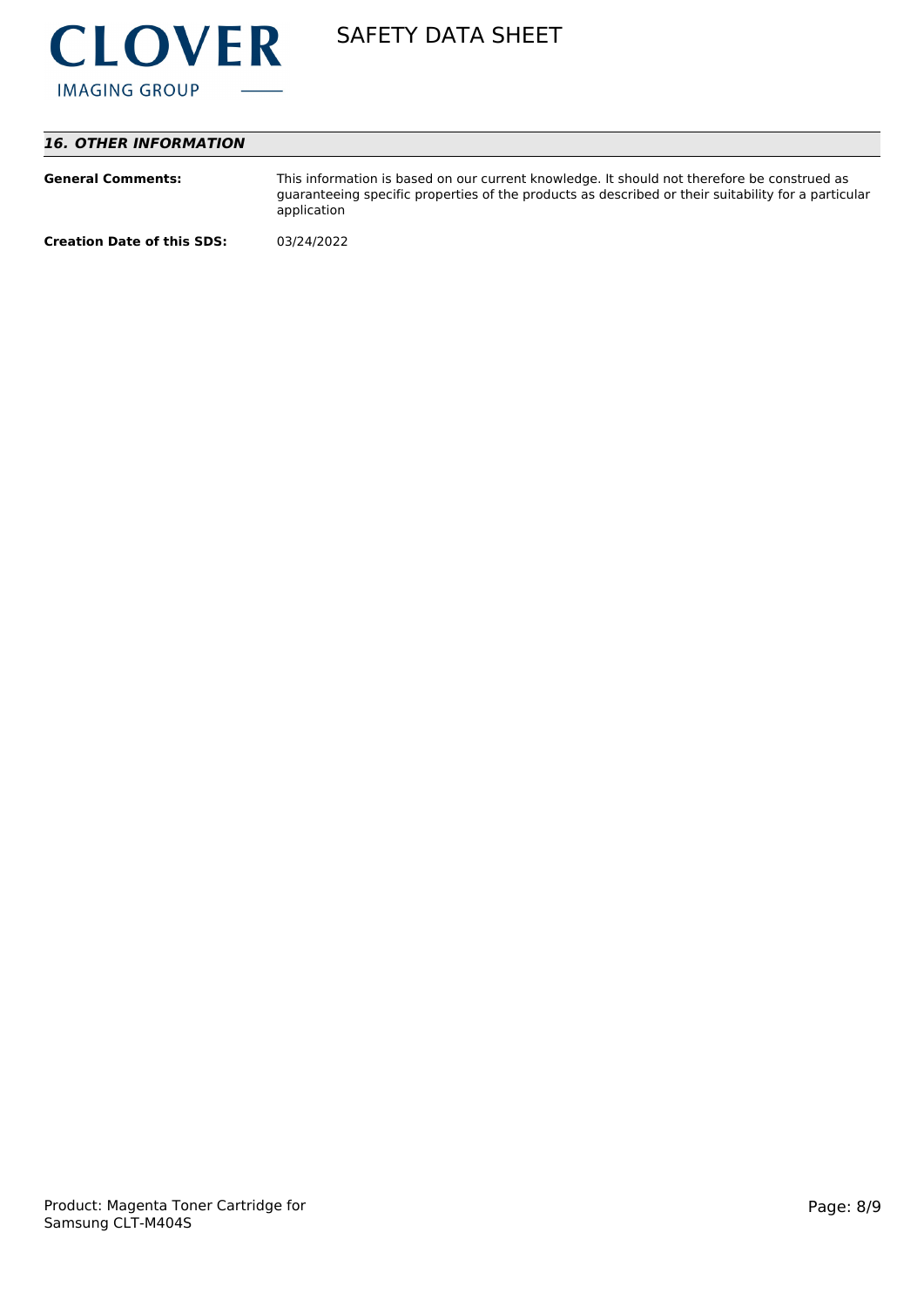## *16. OTHER INFORMATION*

**General Comments:** This information is based on our current knowledge. It should not therefore be construed as guaranteeing specific properties of the products as described or their suitability for a particular application

**Creation Date of this SDS:** 03/24/2022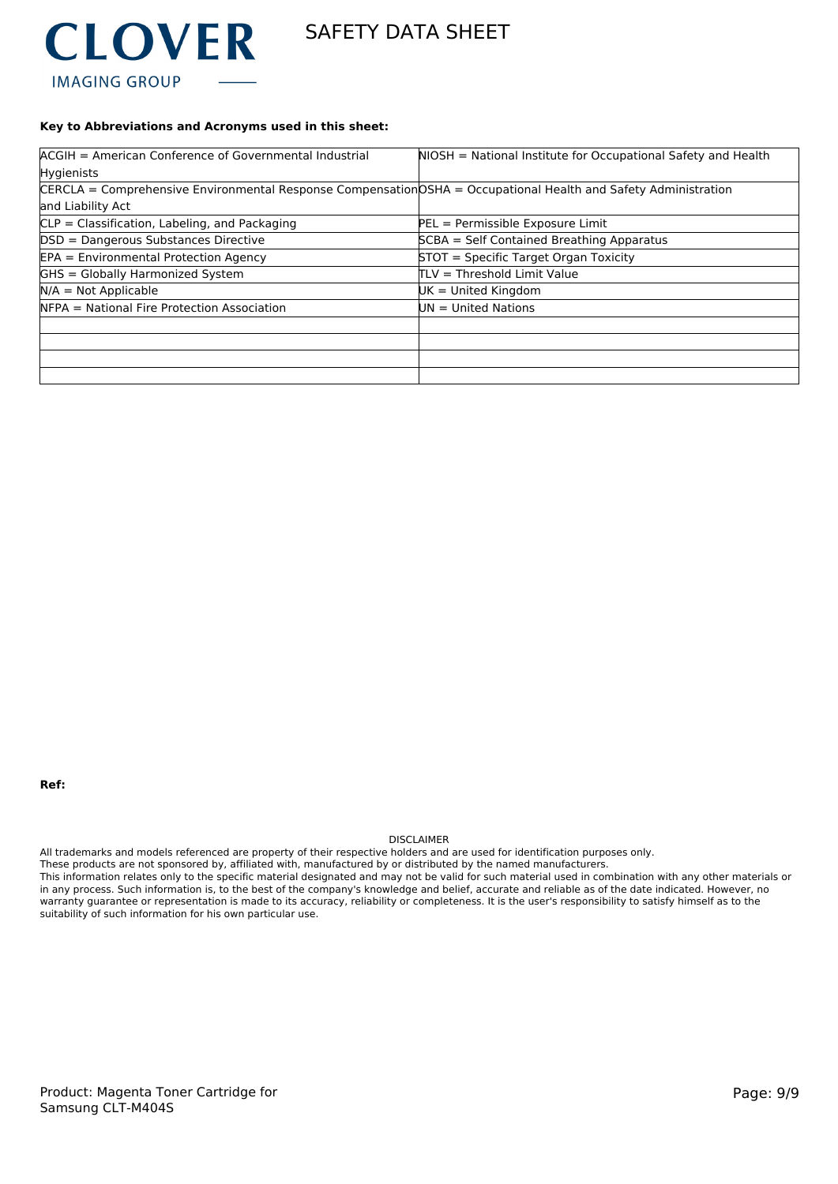**Key to Abbreviations and Acronyms used in this sheet:**

| | |
|---|---|
| ACGIH = American Conference of Governmental Industrial Hygienists | NIOSH = National Institute for Occupational Safety and Health |
| CERCLA = Comprehensive Environmental Response Compensation and Liability Act | OSHA = Occupational Health and Safety Administration |
| CLP = Classification, Labeling, and Packaging | PEL = Permissible Exposure Limit |
| DSD = Dangerous Substances Directive | SCBA = Self Contained Breathing Apparatus |
| EPA = Environmental Protection Agency | STOT = Specific Target Organ Toxicity |
| GHS = Globally Harmonized System | TLV = Threshold Limit Value |
| N/A = Not Applicable | UK = United Kingdom |
| NFPA = National Fire Protection Association | UN = United Nations |
| | |
| | |
| | |
| | |

**Ref:**

DISCLAIMER

All trademarks and models referenced are property of their respective holders and are used for identification purposes only.
These products are not sponsored by, affiliated with, manufactured by or distributed by the named manufacturers.
This information relates only to the specific material designated and may not be valid for such material used in combination with any other materials or in any process. Such information is, to the best of the company's knowledge and belief, accurate and reliable as of the date indicated. However, no warranty guarantee or representation is made to its accuracy, reliability or completeness. It is the user's responsibility to satisfy himself as to the suitability of such information for his own particular use.